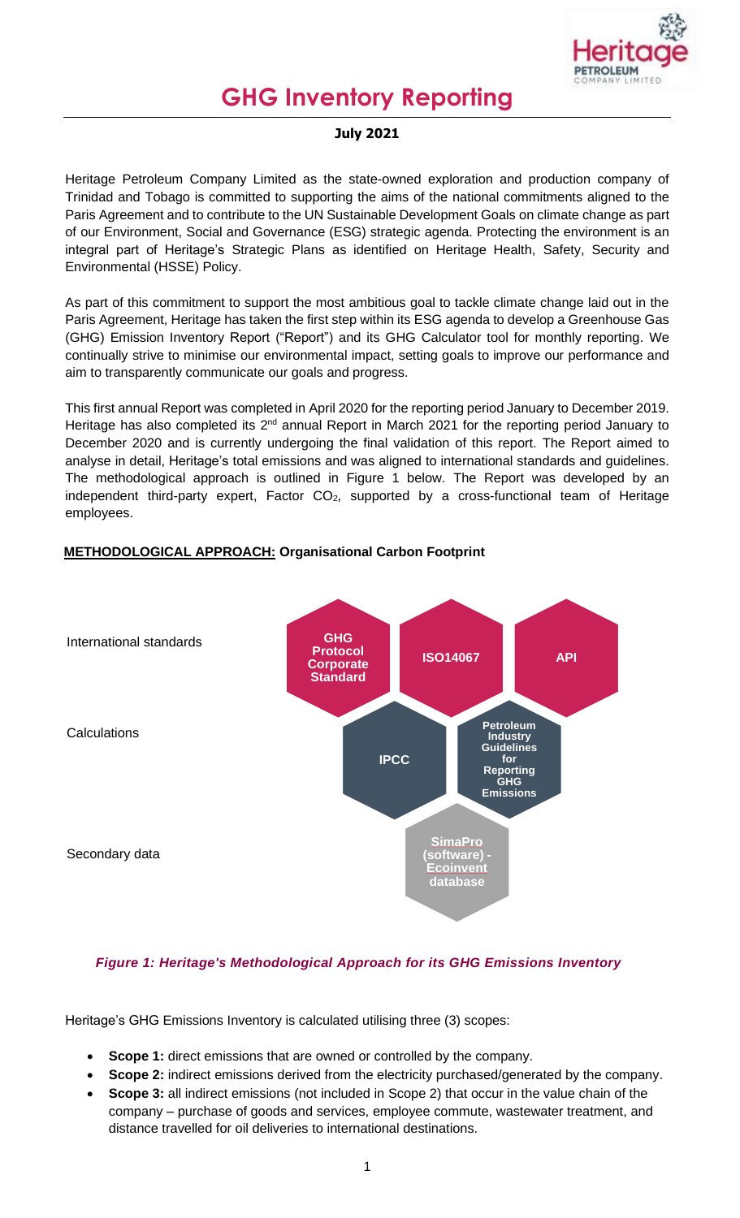# GHG Inventory Reporting

**July 2021**

Heritage Petroleum Company Limited as the state-owned exploration and production company of Trinidad and Tobago is committed to supporting the aims of the national commitments aligned to the Paris Agreement and to contribute to the UN Sustainable Development Goals on climate change as part of our Environment, Social and Governance (ESG) strategic agenda. Protecting the environment is an integral part of Heritage's Strategic Plans as identified on Heritage Health, Safety, Security and Environmental (HSSE) Policy.

As part of this commitment to support the most ambitious goal to tackle climate change laid out in the Paris Agreement, Heritage has taken the first step within its ESG agenda to develop a Greenhouse Gas (GHG) Emission Inventory Report ("Report") and its GHG Calculator tool for monthly reporting. We continually strive to minimise our environmental impact, setting goals to improve our performance and aim to transparently communicate our goals and progress.

This first annual Report was completed in April 2020 for the reporting period January to December 2019. Heritage has also completed its 2nd annual Report in March 2021 for the reporting period January to December 2020 and is currently undergoing the final validation of this report. The Report aimed to analyse in detail, Heritage's total emissions and was aligned to international standards and guidelines. The methodological approach is outlined in Figure 1 below. The Report was developed by an independent third-party expert, Factor $CO_2$, supported by a cross-functional team of Heritage employees.

**METHODOLOGICAL APPROACH: Organisational Carbon Footprint**

International standards: GHG Protocol Corporate Standard; ISO14067; API

Calculations: IPCC; Petroleum Industry Guidelines for Reporting GHG Emissions

Secondary data: SimaPro (software) - Ecoinvent database

*Figure 1: Heritage's Methodological Approach for its GHG Emissions Inventory*

Heritage's GHG Emissions Inventory is calculated utilising three (3) scopes:

- **Scope 1:** direct emissions that are owned or controlled by the company.
- **Scope 2:** indirect emissions derived from the electricity purchased/generated by the company.
- **Scope 3:** all indirect emissions (not included in Scope 2) that occur in the value chain of the company – purchase of goods and services, employee commute, wastewater treatment, and distance travelled for oil deliveries to international destinations.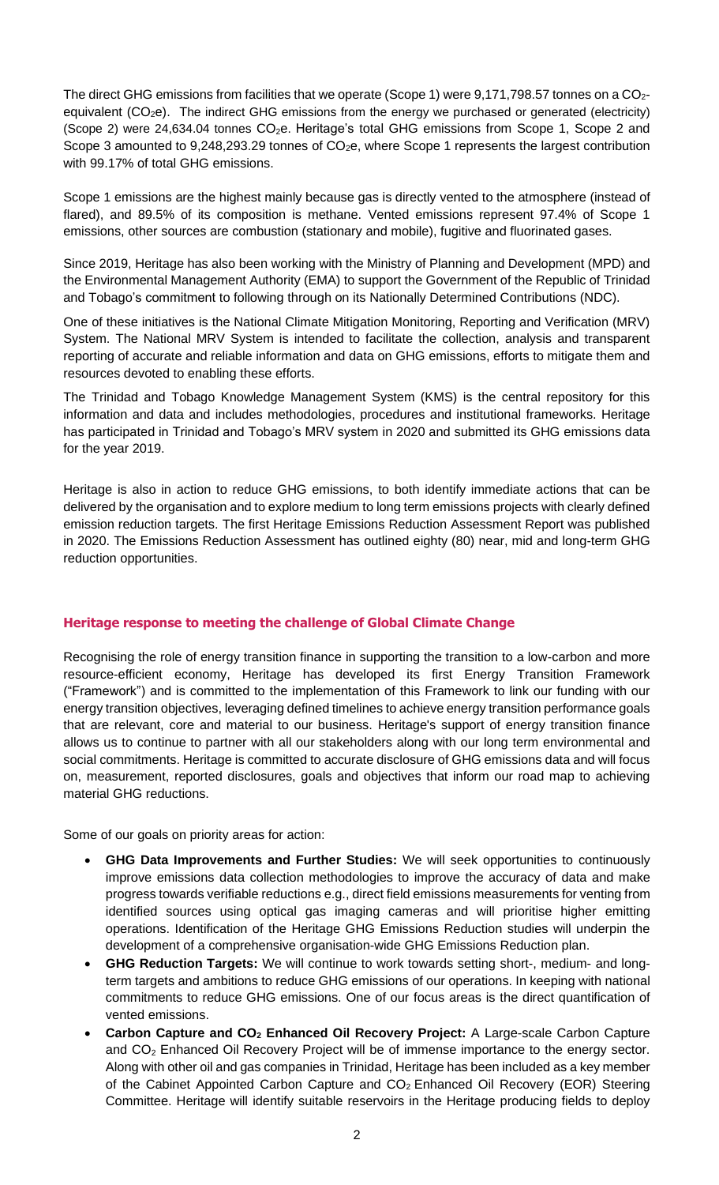The direct GHG emissions from facilities that we operate (Scope 1) were 9,171,798.57 tonnes on a $CO_2$-equivalent ($CO_2e$). The indirect GHG emissions from the energy we purchased or generated (electricity) (Scope 2) were 24,634.04 tonnes $CO_2e$. Heritage's total GHG emissions from Scope 1, Scope 2 and Scope 3 amounted to 9,248,293.29 tonnes of $CO_2e$, where Scope 1 represents the largest contribution with 99.17% of total GHG emissions.

Scope 1 emissions are the highest mainly because gas is directly vented to the atmosphere (instead of flared), and 89.5% of its composition is methane. Vented emissions represent 97.4% of Scope 1 emissions, other sources are combustion (stationary and mobile), fugitive and fluorinated gases.

Since 2019, Heritage has also been working with the Ministry of Planning and Development (MPD) and the Environmental Management Authority (EMA) to support the Government of the Republic of Trinidad and Tobago's commitment to following through on its Nationally Determined Contributions (NDC).

One of these initiatives is the National Climate Mitigation Monitoring, Reporting and Verification (MRV) System. The National MRV System is intended to facilitate the collection, analysis and transparent reporting of accurate and reliable information and data on GHG emissions, efforts to mitigate them and resources devoted to enabling these efforts.

The Trinidad and Tobago Knowledge Management System (KMS) is the central repository for this information and data and includes methodologies, procedures and institutional frameworks. Heritage has participated in Trinidad and Tobago's MRV system in 2020 and submitted its GHG emissions data for the year 2019.

Heritage is also in action to reduce GHG emissions, to both identify immediate actions that can be delivered by the organisation and to explore medium to long term emissions projects with clearly defined emission reduction targets. The first Heritage Emissions Reduction Assessment Report was published in 2020. The Emissions Reduction Assessment has outlined eighty (80) near, mid and long-term GHG reduction opportunities.

### Heritage response to meeting the challenge of Global Climate Change

Recognising the role of energy transition finance in supporting the transition to a low-carbon and more resource-efficient economy, Heritage has developed its first Energy Transition Framework ("Framework") and is committed to the implementation of this Framework to link our funding with our energy transition objectives, leveraging defined timelines to achieve energy transition performance goals that are relevant, core and material to our business. Heritage's support of energy transition finance allows us to continue to partner with all our stakeholders along with our long term environmental and social commitments. Heritage is committed to accurate disclosure of GHG emissions data and will focus on, measurement, reported disclosures, goals and objectives that inform our road map to achieving material GHG reductions.

Some of our goals on priority areas for action:

- **GHG Data Improvements and Further Studies:** We will seek opportunities to continuously improve emissions data collection methodologies to improve the accuracy of data and make progress towards verifiable reductions e.g., direct field emissions measurements for venting from identified sources using optical gas imaging cameras and will prioritise higher emitting operations. Identification of the Heritage GHG Emissions Reduction studies will underpin the development of a comprehensive organisation-wide GHG Emissions Reduction plan.
- **GHG Reduction Targets:** We will continue to work towards setting short-, medium- and long-term targets and ambitions to reduce GHG emissions of our operations. In keeping with national commitments to reduce GHG emissions. One of our focus areas is the direct quantification of vented emissions.
- **Carbon Capture and $CO_2$ Enhanced Oil Recovery Project:** A Large-scale Carbon Capture and $CO_2$ Enhanced Oil Recovery Project will be of immense importance to the energy sector. Along with other oil and gas companies in Trinidad, Heritage has been included as a key member of the Cabinet Appointed Carbon Capture and $CO_2$ Enhanced Oil Recovery (EOR) Steering Committee. Heritage will identify suitable reservoirs in the Heritage producing fields to deploy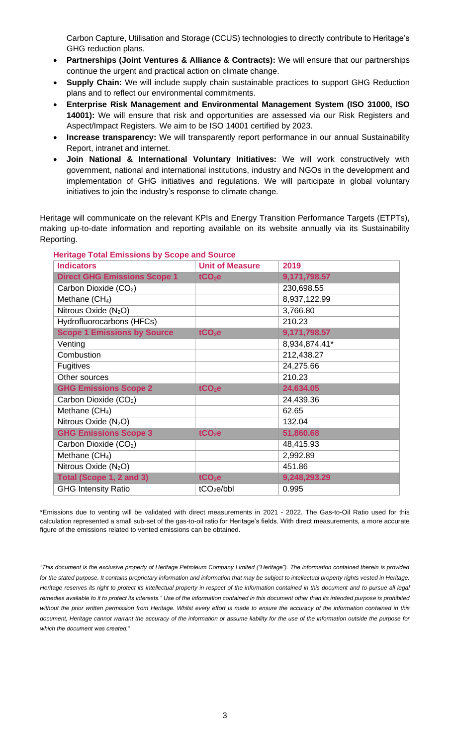Carbon Capture, Utilisation and Storage (CCUS) technologies to directly contribute to Heritage's GHG reduction plans.

- **Partnerships (Joint Ventures & Alliance & Contracts):** We will ensure that our partnerships continue the urgent and practical action on climate change.
- **Supply Chain:** We will include supply chain sustainable practices to support GHG Reduction plans and to reflect our environmental commitments.
- **Enterprise Risk Management and Environmental Management System (ISO 31000, ISO 14001):** We will ensure that risk and opportunities are assessed via our Risk Registers and Aspect/Impact Registers. We aim to be ISO 14001 certified by 2023.
- **Increase transparency:** We will transparently report performance in our annual Sustainability Report, intranet and internet.
- **Join National & International Voluntary Initiatives:** We will work constructively with government, national and international institutions, industry and NGOs in the development and implementation of GHG initiatives and regulations. We will participate in global voluntary initiatives to join the industry's response to climate change.

Heritage will communicate on the relevant KPIs and Energy Transition Performance Targets (ETPTs), making up-to-date information and reporting available on its website annually via its Sustainability Reporting.

**Heritage Total Emissions by Scope and Source**

| Indicators | Unit of Measure | 2019 |
|---|---|---|
| **Direct GHG Emissions Scope 1** | $tCO_2e$ | **9,171,798.57** |
| Carbon Dioxide ($CO_2$) | | 230,698.55 |
| Methane ($CH_4$) | | 8,937,122.99 |
| Nitrous Oxide ($N_2O$) | | 3,766.80 |
| Hydrofluorocarbons (HFCs) | | 210.23 |
| **Scope 1 Emissions by Source** | $tCO_2e$ | **9,171,798.57** |
| Venting | | 8,934,874.41* |
| Combustion | | 212,438.27 |
| Fugitives | | 24,275.66 |
| Other sources | | 210.23 |
| **GHG Emissions Scope 2** | $tCO_2e$ | **24,634.05** |
| Carbon Dioxide ($CO_2$) | | 24,439.36 |
| Methane ($CH_4$) | | 62.65 |
| Nitrous Oxide ($N_2O$) | | 132.04 |
| **GHG Emissions Scope 3** | $tCO_2e$ | **51,860.68** |
| Carbon Dioxide ($CO_2$) | | 48,415.93 |
| Methane ($CH_4$) | | 2,992.89 |
| Nitrous Oxide ($N_2O$) | | 451.86 |
| **Total (Scope 1, 2 and 3)** | $tCO_2e$ | **9,248,293.29** |
| GHG Intensity Ratio | $tCO_2e$/bbl | 0.995 |

*Emissions due to venting will be validated with direct measurements in 2021 - 2022. The Gas-to-Oil Ratio used for this calculation represented a small sub-set of the gas-to-oil ratio for Heritage's fields. With direct measurements, a more accurate figure of the emissions related to vented emissions can be obtained.

*"This document is the exclusive property of Heritage Petroleum Company Limited ("Heritage"). The information contained therein is provided for the stated purpose. It contains proprietary information and information that may be subject to intellectual property rights vested in Heritage. Heritage reserves its right to protect its intellectual property in respect of the information contained in this document and to pursue all legal remedies available to it to protect its interests." Use of the information contained in this document other than its intended purpose is prohibited without the prior written permission from Heritage. Whilst every effort is made to ensure the accuracy of the information contained in this document, Heritage cannot warrant the accuracy of the information or assume liability for the use of the information outside the purpose for which the document was created."*